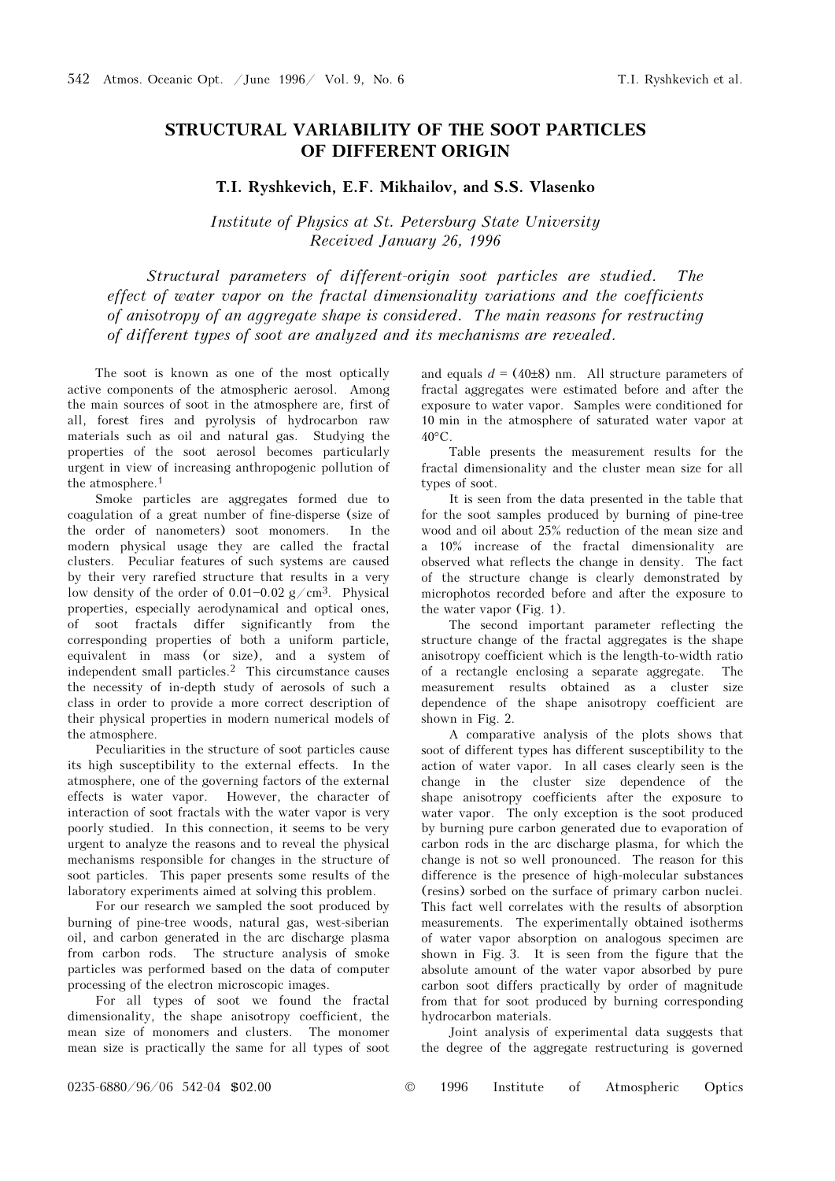# STRUCTURAL VARIABILITY OF THE SOOT PARTICLES OF DIFFERENT ORIGIN

**T.I. Ryshkevich, E.F. Mikhailov, and S.S. Vlasenko**

*Institute of Physics at St. Petersburg State University*
*Received January 26, 1996*

*Structural parameters of different-origin soot particles are studied. The effect of water vapor on the fractal dimensionality variations and the coefficients of anisotropy of an aggregate shape is considered. The main reasons for restructing of different types of soot are analyzed and its mechanisms are revealed.*

The soot is known as one of the most optically active components of the atmospheric aerosol. Among the main sources of soot in the atmosphere are, first of all, forest fires and pyrolysis of hydrocarbon raw materials such as oil and natural gas. Studying the properties of the soot aerosol becomes particularly urgent in view of increasing anthropogenic pollution of the atmosphere.[1]

Smoke particles are aggregates formed due to coagulation of a great number of fine-disperse (size of the order of nanometers) soot monomers. In the modern physical usage they are called the fractal clusters. Peculiar features of such systems are caused by their very rarefied structure that results in a very low density of the order of 0.01–0.02 $g/cm^3$. Physical properties, especially aerodynamical and optical ones, of soot fractals differ significantly from the corresponding properties of both a uniform particle, equivalent in mass (or size), and a system of independent small particles.[2] This circumstance causes the necessity of in-depth study of aerosols of such a class in order to provide a more correct description of their physical properties in modern numerical models of the atmosphere.

Peculiarities in the structure of soot particles cause its high susceptibility to the external effects. In the atmosphere, one of the governing factors of the external effects is water vapor. However, the character of interaction of soot fractals with the water vapor is very poorly studied. In this connection, it seems to be very urgent to analyze the reasons and to reveal the physical mechanisms responsible for changes in the structure of soot particles. This paper presents some results of the laboratory experiments aimed at solving this problem.

For our research we sampled the soot produced by burning of pine-tree woods, natural gas, west-siberian oil, and carbon generated in the arc discharge plasma from carbon rods. The structure analysis of smoke particles was performed based on the data of computer processing of the electron microscopic images.

For all types of soot we found the fractal dimensionality, the shape anisotropy coefficient, the mean size of monomers and clusters. The monomer mean size is practically the same for all types of soot and equals $d = (40 \pm 8)$ nm. All structure parameters of fractal aggregates were estimated before and after the exposure to water vapor. Samples were conditioned for 10 min in the atmosphere of saturated water vapor at 40°C.

Table presents the measurement results for the fractal dimensionality and the cluster mean size for all types of soot.

It is seen from the data presented in the table that for the soot samples produced by burning of pine-tree wood and oil about 25% reduction of the mean size and a 10% increase of the fractal dimensionality are observed what reflects the change in density. The fact of the structure change is clearly demonstrated by microphotos recorded before and after the exposure to the water vapor (Fig. 1).

The second important parameter reflecting the structure change of the fractal aggregates is the shape anisotropy coefficient which is the length-to-width ratio of a rectangle enclosing a separate aggregate. The measurement results obtained as a cluster size dependence of the shape anisotropy coefficient are shown in Fig. 2.

A comparative analysis of the plots shows that soot of different types has different susceptibility to the action of water vapor. In all cases clearly seen is the change in the cluster size dependence of the shape anisotropy coefficients after the exposure to water vapor. The only exception is the soot produced by burning pure carbon generated due to evaporation of carbon rods in the arc discharge plasma, for which the change is not so well pronounced. The reason for this difference is the presence of high-molecular substances (resins) sorbed on the surface of primary carbon nuclei. This fact well correlates with the results of absorption measurements. The experimentally obtained isotherms of water vapor absorption on analogous specimen are shown in Fig. 3. It is seen from the figure that the absolute amount of the water vapor absorbed by pure carbon soot differs practically by order of magnitude from that for soot produced by burning corresponding hydrocarbon materials.

Joint analysis of experimental data suggests that the degree of the aggregate restructuring is governed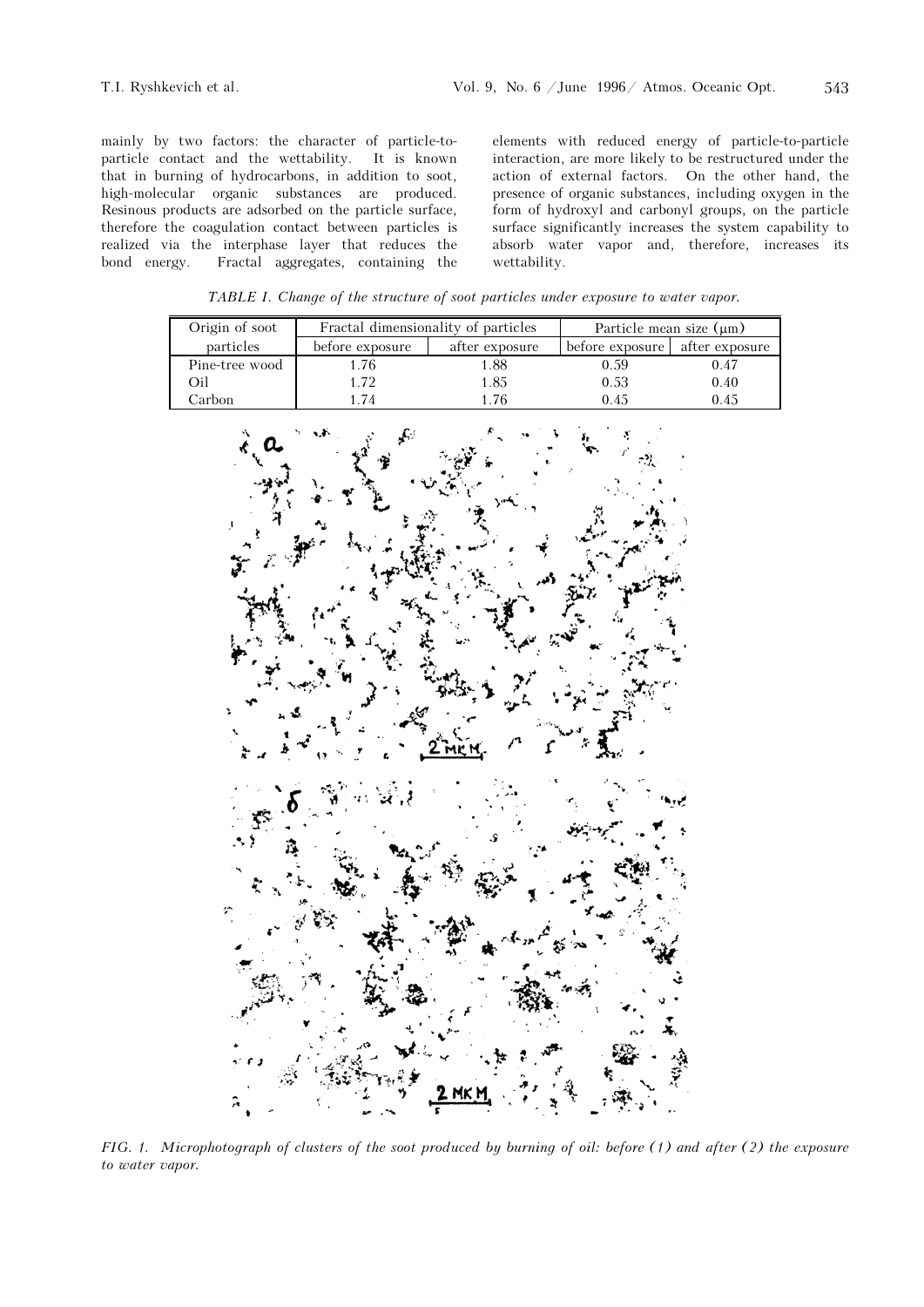mainly by two factors: the character of particle-to-particle contact and the wettability. It is known that in burning of hydrocarbons, in addition to soot, high-molecular organic substances are produced. Resinous products are adsorbed on the particle surface, therefore the coagulation contact between particles is realized via the interphase layer that reduces the bond energy. Fractal aggregates, containing the elements with reduced energy of particle-to-particle interaction, are more likely to be restructured under the action of external factors. On the other hand, the presence of organic substances, including oxygen in the form of hydroxyl and carbonyl groups, on the particle surface significantly increases the system capability to absorb water vapor and, therefore, increases its wettability.

*TABLE I. Change of the structure of soot particles under exposure to water vapor.*

| Origin of soot particles | Fractal dimensionality of particles | | Particle mean size (μm) | |
|---|---|---|---|---|
| | before exposure | after exposure | before exposure | after exposure |
| Pine-tree wood | 1.76 | 1.88 | 0.59 | 0.47 |
| Oil | 1.72 | 1.85 | 0.53 | 0.40 |
| Carbon | 1.74 | 1.76 | 0.45 | 0.45 |

*FIG. 1. Microphotograph of clusters of the soot produced by burning of oil: before (1) and after (2) the exposure to water vapor.*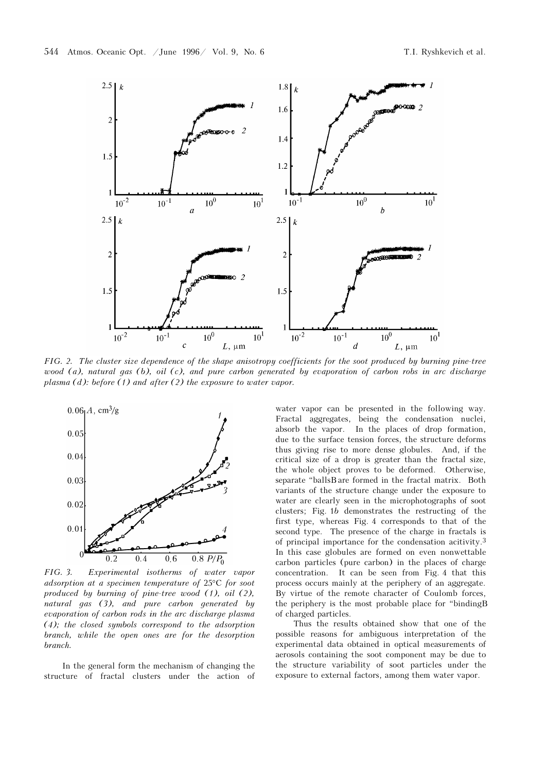FIG. 2. *The cluster size dependence of the shape anisotropy coefficients for the soot produced by burning pine-tree wood (a), natural gas (b), oil (c), and pure carbon generated by evaporation of carbon robs in arc discharge plasma (d): before (1) and after (2) the exposure to water vapor.*

FIG. 3. *Experimental isotherms of water vapor adsorption at a specimen temperature of 25°C for soot produced by burning of pine-tree wood (1), oil (2), natural gas (3), and pure carbon generated by evaporation of carbon rods in the arc discharge plasma (4); the closed symbols correspond to the adsorption branch, while the open ones are for the desorption branch.*

In the general form the mechanism of changing the structure of fractal clusters under the action of water vapor can be presented in the following way. Fractal aggregates, being the condensation nuclei, absorb the vapor. In the places of drop formation, due to the surface tension forces, the structure deforms thus giving rise to more dense globules. And, if the critical size of a drop is greater than the fractal size, the whole object proves to be deformed. Otherwise, separate "balls" are formed in the fractal matrix. Both variants of the structure change under the exposure to water are clearly seen in the microphotographs of soot clusters; Fig. 1*b* demonstrates the restructing of the first type, whereas Fig. 4 corresponds to that of the second type. The presence of the charge in fractals is of principal importance for the condensation acitivity.[3] In this case globules are formed on even nonwettable carbon particles (pure carbon) in the places of charge concentration. It can be seen from Fig. 4 that this process occurs mainly at the periphery of an aggregate. By virtue of the remote character of Coulomb forces, the periphery is the most probable place for "binding" of charged particles.

Thus the results obtained show that one of the possible reasons for ambiguous interpretation of the experimental data obtained in optical measurements of aerosols containing the soot component may be due to the structure variability of soot particles under the exposure to external factors, among them water vapor.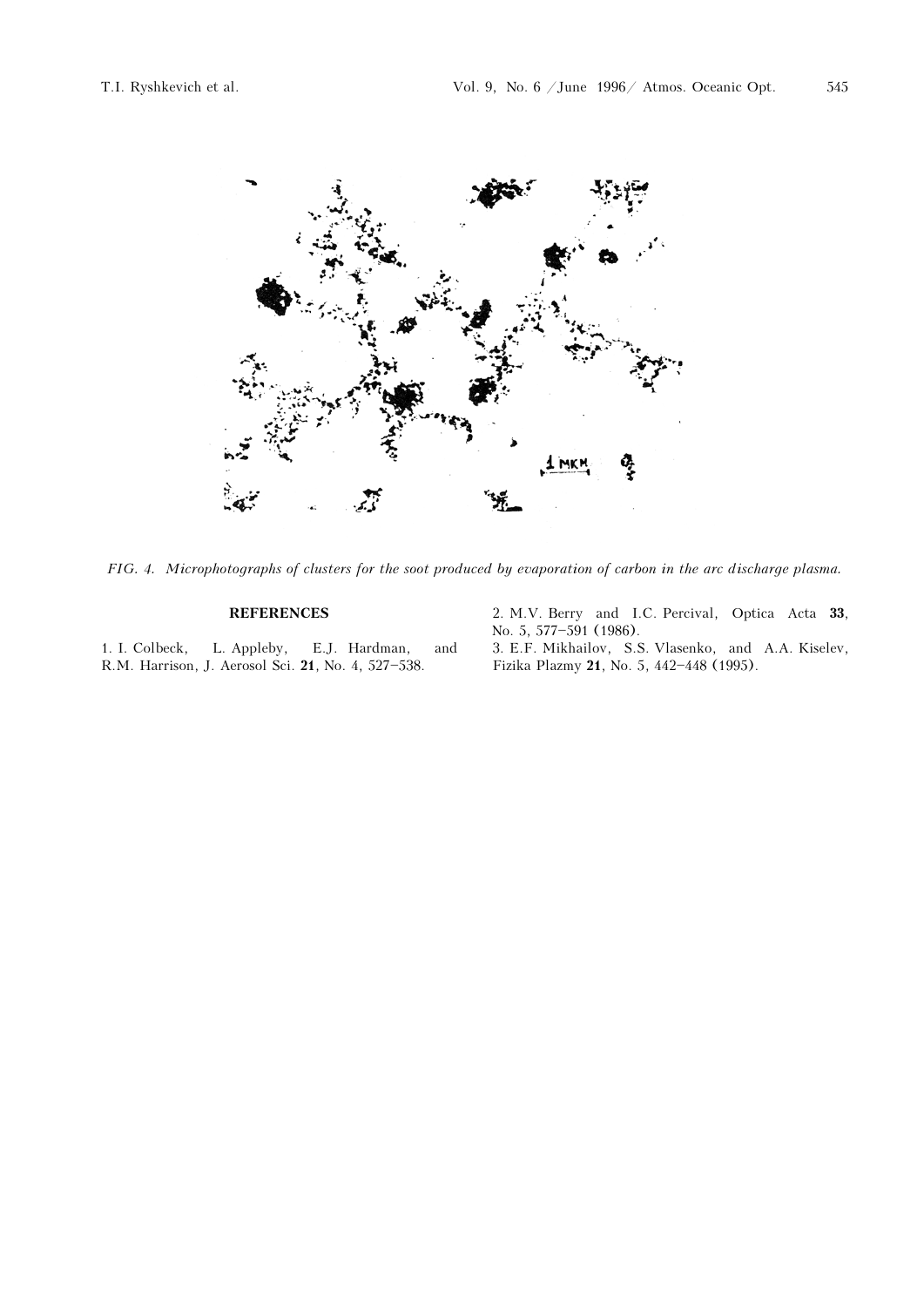1 MKM

*FIG. 4. Microphotographs of clusters for the soot produced by evaporation of carbon in the arc discharge plasma.*

## REFERENCES

1. I. Colbeck, L. Appleby, E.J. Hardman, and R.M. Harrison, J. Aerosol Sci. **21**, No. 4, 527–538.

2. M.V. Berry and I.C. Percival, Optica Acta **33**, No. 5, 577–591 (1986).

3. E.F. Mikhailov, S.S. Vlasenko, and A.A. Kiselev, Fizika Plazmy **21**, No. 5, 442–448 (1995).